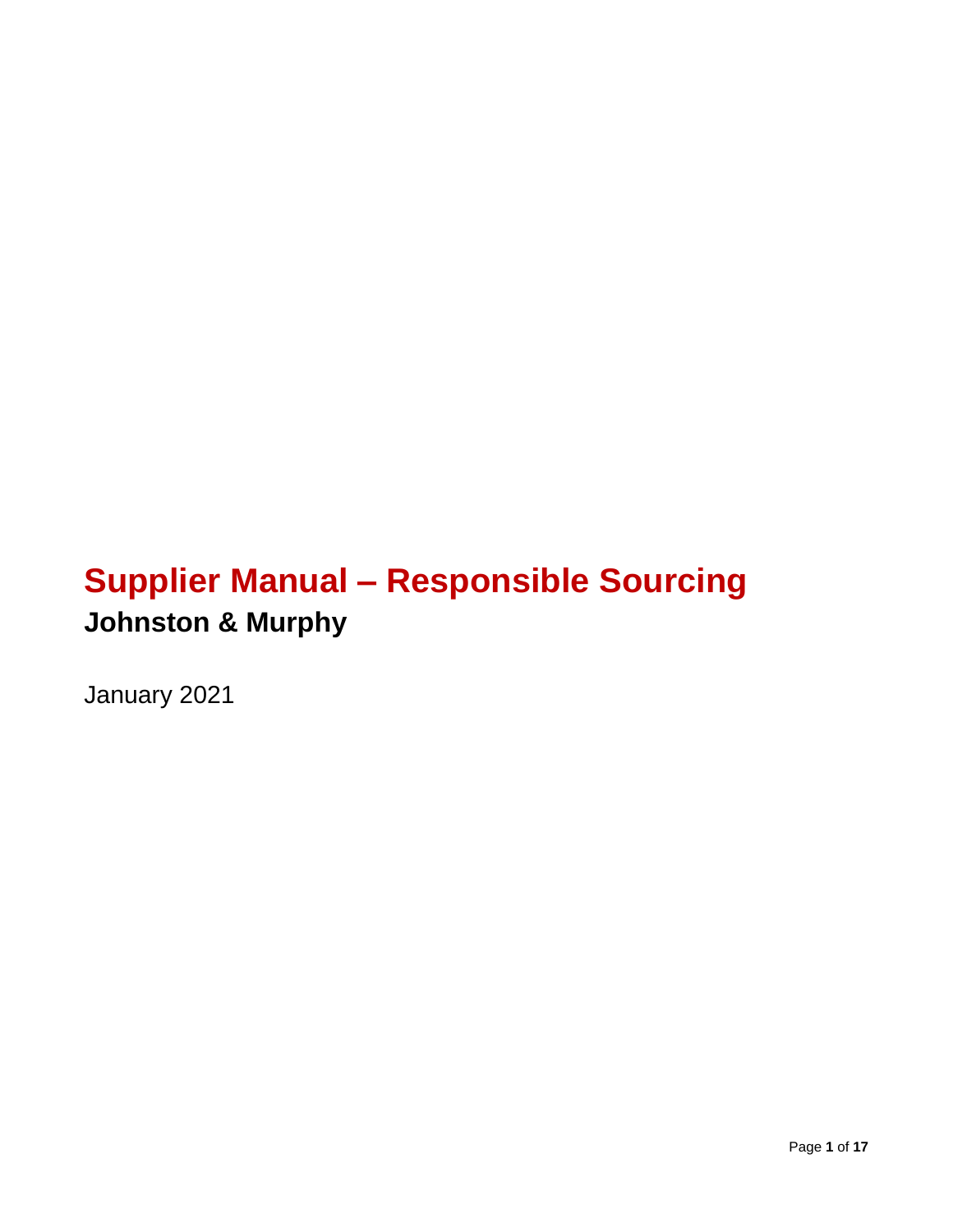# Supplier Manual – Responsible Sourcing

## Johnston & Murphy

January 2021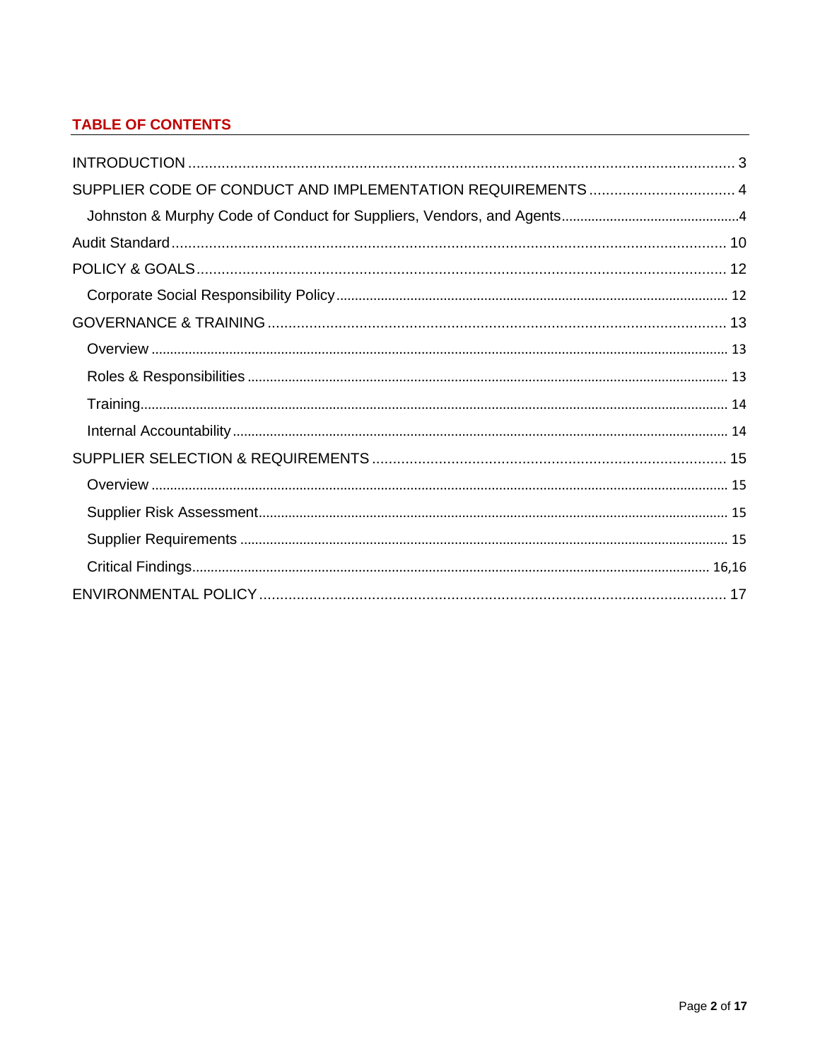## TABLE OF CONTENTS

INTRODUCTION .......... 3

SUPPLIER CODE OF CONDUCT AND IMPLEMENTATION REQUIREMENTS .......... 4

- Johnston & Murphy Code of Conduct for Suppliers, Vendors, and Agents .......... 4

Audit Standard .......... 10

POLICY & GOALS .......... 12

- Corporate Social Responsibility Policy .......... 12

GOVERNANCE & TRAINING .......... 13

- Overview .......... 13
- Roles & Responsibilities .......... 13
- Training .......... 14
- Internal Accountability .......... 14

SUPPLIER SELECTION & REQUIREMENTS .......... 15

- Overview .......... 15
- Supplier Risk Assessment .......... 15
- Supplier Requirements .......... 15
- Critical Findings .......... 16,16

ENVIRONMENTAL POLICY .......... 17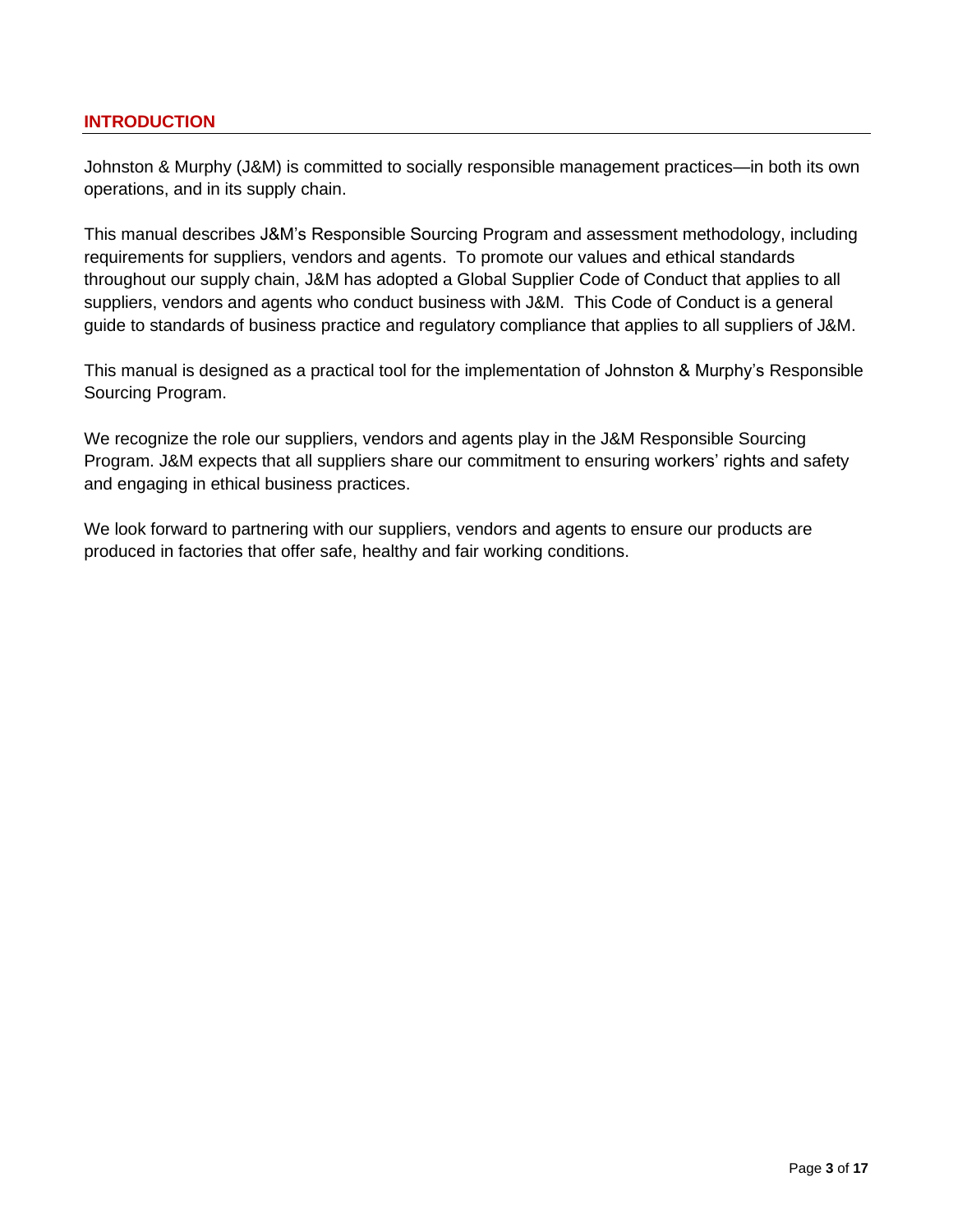## INTRODUCTION

Johnston & Murphy (J&M) is committed to socially responsible management practices—in both its own operations, and in its supply chain.

This manual describes J&M's Responsible Sourcing Program and assessment methodology, including requirements for suppliers, vendors and agents. To promote our values and ethical standards throughout our supply chain, J&M has adopted a Global Supplier Code of Conduct that applies to all suppliers, vendors and agents who conduct business with J&M. This Code of Conduct is a general guide to standards of business practice and regulatory compliance that applies to all suppliers of J&M.

This manual is designed as a practical tool for the implementation of Johnston & Murphy's Responsible Sourcing Program.

We recognize the role our suppliers, vendors and agents play in the J&M Responsible Sourcing Program. J&M expects that all suppliers share our commitment to ensuring workers' rights and safety and engaging in ethical business practices.

We look forward to partnering with our suppliers, vendors and agents to ensure our products are produced in factories that offer safe, healthy and fair working conditions.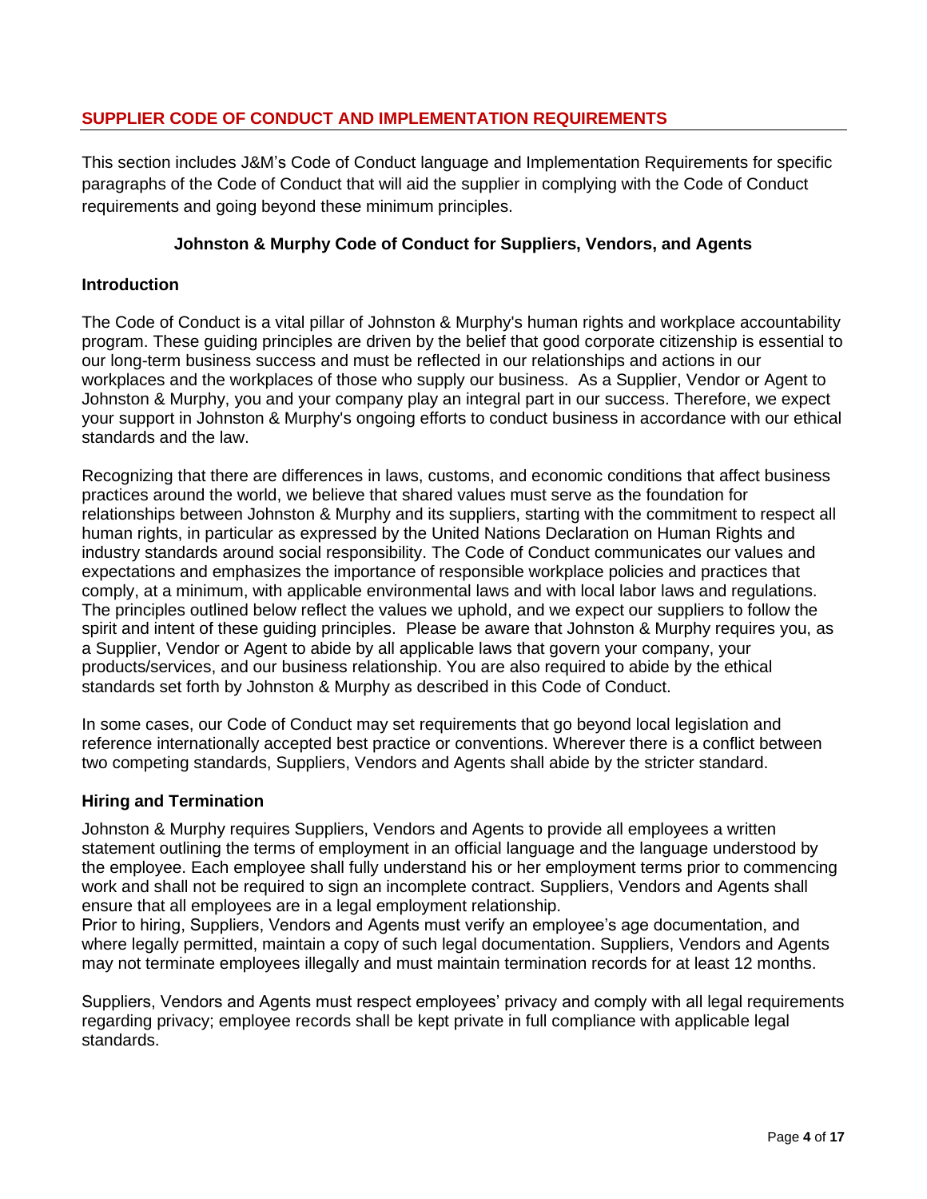## SUPPLIER CODE OF CONDUCT AND IMPLEMENTATION REQUIREMENTS

This section includes J&M's Code of Conduct language and Implementation Requirements for specific paragraphs of the Code of Conduct that will aid the supplier in complying with the Code of Conduct requirements and going beyond these minimum principles.

**Johnston & Murphy Code of Conduct for Suppliers, Vendors, and Agents**

### Introduction

The Code of Conduct is a vital pillar of Johnston & Murphy's human rights and workplace accountability program. These guiding principles are driven by the belief that good corporate citizenship is essential to our long-term business success and must be reflected in our relationships and actions in our workplaces and the workplaces of those who supply our business. As a Supplier, Vendor or Agent to Johnston & Murphy, you and your company play an integral part in our success. Therefore, we expect your support in Johnston & Murphy's ongoing efforts to conduct business in accordance with our ethical standards and the law.

Recognizing that there are differences in laws, customs, and economic conditions that affect business practices around the world, we believe that shared values must serve as the foundation for relationships between Johnston & Murphy and its suppliers, starting with the commitment to respect all human rights, in particular as expressed by the United Nations Declaration on Human Rights and industry standards around social responsibility. The Code of Conduct communicates our values and expectations and emphasizes the importance of responsible workplace policies and practices that comply, at a minimum, with applicable environmental laws and with local labor laws and regulations. The principles outlined below reflect the values we uphold, and we expect our suppliers to follow the spirit and intent of these guiding principles. Please be aware that Johnston & Murphy requires you, as a Supplier, Vendor or Agent to abide by all applicable laws that govern your company, your products/services, and our business relationship. You are also required to abide by the ethical standards set forth by Johnston & Murphy as described in this Code of Conduct.

In some cases, our Code of Conduct may set requirements that go beyond local legislation and reference internationally accepted best practice or conventions. Wherever there is a conflict between two competing standards, Suppliers, Vendors and Agents shall abide by the stricter standard.

### Hiring and Termination

Johnston & Murphy requires Suppliers, Vendors and Agents to provide all employees a written statement outlining the terms of employment in an official language and the language understood by the employee. Each employee shall fully understand his or her employment terms prior to commencing work and shall not be required to sign an incomplete contract. Suppliers, Vendors and Agents shall ensure that all employees are in a legal employment relationship.

Prior to hiring, Suppliers, Vendors and Agents must verify an employee's age documentation, and where legally permitted, maintain a copy of such legal documentation. Suppliers, Vendors and Agents may not terminate employees illegally and must maintain termination records for at least 12 months.

Suppliers, Vendors and Agents must respect employees' privacy and comply with all legal requirements regarding privacy; employee records shall be kept private in full compliance with applicable legal standards.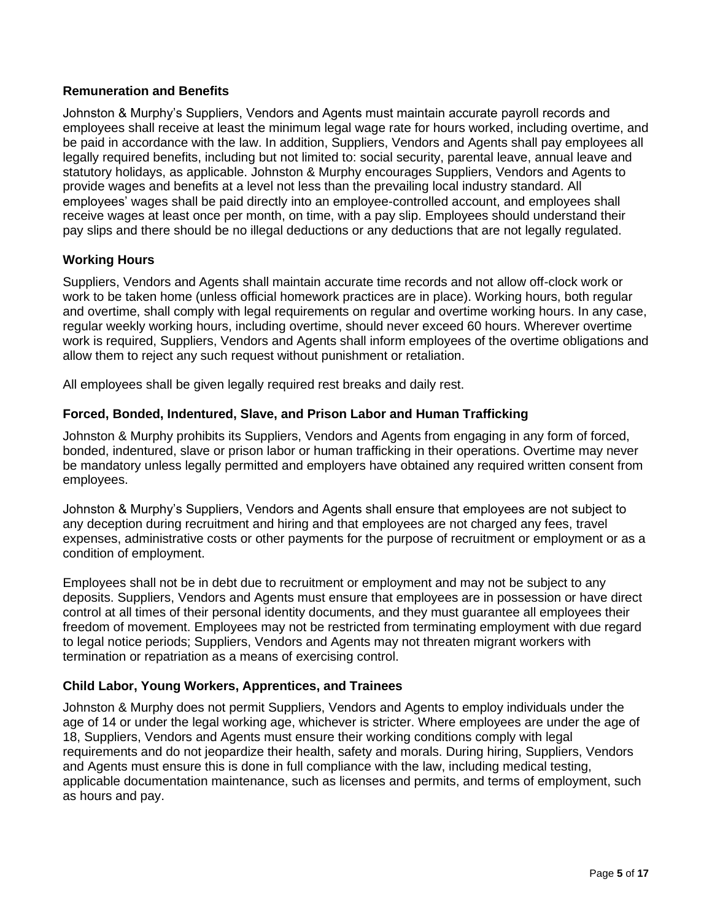### Remuneration and Benefits

Johnston & Murphy's Suppliers, Vendors and Agents must maintain accurate payroll records and employees shall receive at least the minimum legal wage rate for hours worked, including overtime, and be paid in accordance with the law. In addition, Suppliers, Vendors and Agents shall pay employees all legally required benefits, including but not limited to: social security, parental leave, annual leave and statutory holidays, as applicable. Johnston & Murphy encourages Suppliers, Vendors and Agents to provide wages and benefits at a level not less than the prevailing local industry standard. All employees' wages shall be paid directly into an employee-controlled account, and employees shall receive wages at least once per month, on time, with a pay slip. Employees should understand their pay slips and there should be no illegal deductions or any deductions that are not legally regulated.

### Working Hours

Suppliers, Vendors and Agents shall maintain accurate time records and not allow off-clock work or work to be taken home (unless official homework practices are in place). Working hours, both regular and overtime, shall comply with legal requirements on regular and overtime working hours. In any case, regular weekly working hours, including overtime, should never exceed 60 hours. Wherever overtime work is required, Suppliers, Vendors and Agents shall inform employees of the overtime obligations and allow them to reject any such request without punishment or retaliation.

All employees shall be given legally required rest breaks and daily rest.

### Forced, Bonded, Indentured, Slave, and Prison Labor and Human Trafficking

Johnston & Murphy prohibits its Suppliers, Vendors and Agents from engaging in any form of forced, bonded, indentured, slave or prison labor or human trafficking in their operations. Overtime may never be mandatory unless legally permitted and employers have obtained any required written consent from employees.

Johnston & Murphy's Suppliers, Vendors and Agents shall ensure that employees are not subject to any deception during recruitment and hiring and that employees are not charged any fees, travel expenses, administrative costs or other payments for the purpose of recruitment or employment or as a condition of employment.

Employees shall not be in debt due to recruitment or employment and may not be subject to any deposits. Suppliers, Vendors and Agents must ensure that employees are in possession or have direct control at all times of their personal identity documents, and they must guarantee all employees their freedom of movement. Employees may not be restricted from terminating employment with due regard to legal notice periods; Suppliers, Vendors and Agents may not threaten migrant workers with termination or repatriation as a means of exercising control.

### Child Labor, Young Workers, Apprentices, and Trainees

Johnston & Murphy does not permit Suppliers, Vendors and Agents to employ individuals under the age of 14 or under the legal working age, whichever is stricter. Where employees are under the age of 18, Suppliers, Vendors and Agents must ensure their working conditions comply with legal requirements and do not jeopardize their health, safety and morals. During hiring, Suppliers, Vendors and Agents must ensure this is done in full compliance with the law, including medical testing, applicable documentation maintenance, such as licenses and permits, and terms of employment, such as hours and pay.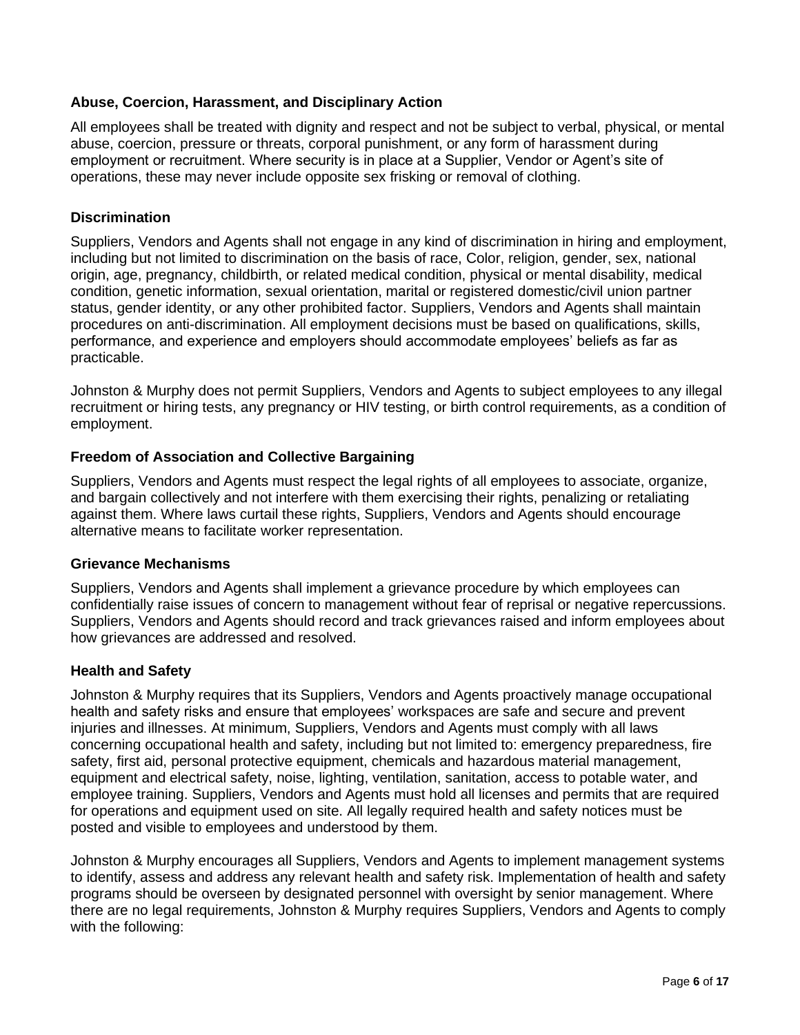### Abuse, Coercion, Harassment, and Disciplinary Action

All employees shall be treated with dignity and respect and not be subject to verbal, physical, or mental abuse, coercion, pressure or threats, corporal punishment, or any form of harassment during employment or recruitment. Where security is in place at a Supplier, Vendor or Agent's site of operations, these may never include opposite sex frisking or removal of clothing.

### Discrimination

Suppliers, Vendors and Agents shall not engage in any kind of discrimination in hiring and employment, including but not limited to discrimination on the basis of race, Color, religion, gender, sex, national origin, age, pregnancy, childbirth, or related medical condition, physical or mental disability, medical condition, genetic information, sexual orientation, marital or registered domestic/civil union partner status, gender identity, or any other prohibited factor. Suppliers, Vendors and Agents shall maintain procedures on anti-discrimination. All employment decisions must be based on qualifications, skills, performance, and experience and employers should accommodate employees' beliefs as far as practicable.

Johnston & Murphy does not permit Suppliers, Vendors and Agents to subject employees to any illegal recruitment or hiring tests, any pregnancy or HIV testing, or birth control requirements, as a condition of employment.

### Freedom of Association and Collective Bargaining

Suppliers, Vendors and Agents must respect the legal rights of all employees to associate, organize, and bargain collectively and not interfere with them exercising their rights, penalizing or retaliating against them. Where laws curtail these rights, Suppliers, Vendors and Agents should encourage alternative means to facilitate worker representation.

### Grievance Mechanisms

Suppliers, Vendors and Agents shall implement a grievance procedure by which employees can confidentially raise issues of concern to management without fear of reprisal or negative repercussions. Suppliers, Vendors and Agents should record and track grievances raised and inform employees about how grievances are addressed and resolved.

### Health and Safety

Johnston & Murphy requires that its Suppliers, Vendors and Agents proactively manage occupational health and safety risks and ensure that employees' workspaces are safe and secure and prevent injuries and illnesses. At minimum, Suppliers, Vendors and Agents must comply with all laws concerning occupational health and safety, including but not limited to: emergency preparedness, fire safety, first aid, personal protective equipment, chemicals and hazardous material management, equipment and electrical safety, noise, lighting, ventilation, sanitation, access to potable water, and employee training. Suppliers, Vendors and Agents must hold all licenses and permits that are required for operations and equipment used on site. All legally required health and safety notices must be posted and visible to employees and understood by them.

Johnston & Murphy encourages all Suppliers, Vendors and Agents to implement management systems to identify, assess and address any relevant health and safety risk. Implementation of health and safety programs should be overseen by designated personnel with oversight by senior management. Where there are no legal requirements, Johnston & Murphy requires Suppliers, Vendors and Agents to comply with the following: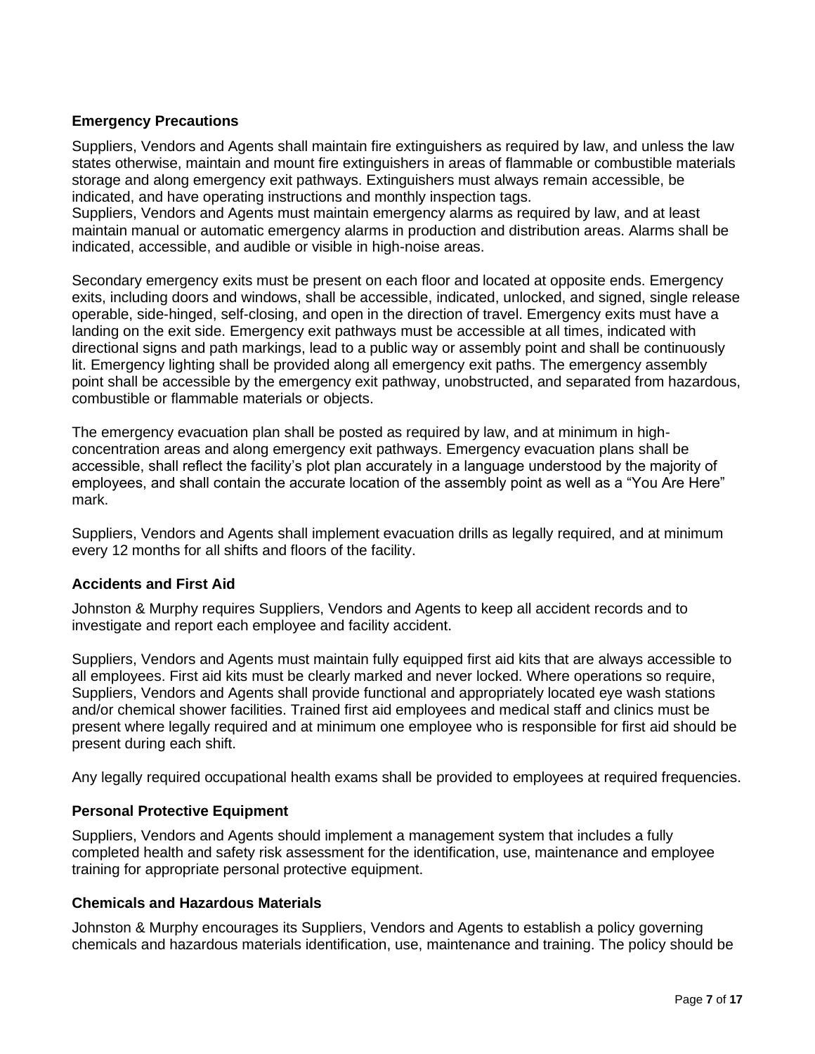**Emergency Precautions**

Suppliers, Vendors and Agents shall maintain fire extinguishers as required by law, and unless the law states otherwise, maintain and mount fire extinguishers in areas of flammable or combustible materials storage and along emergency exit pathways. Extinguishers must always remain accessible, be indicated, and have operating instructions and monthly inspection tags.
Suppliers, Vendors and Agents must maintain emergency alarms as required by law, and at least maintain manual or automatic emergency alarms in production and distribution areas. Alarms shall be indicated, accessible, and audible or visible in high-noise areas.

Secondary emergency exits must be present on each floor and located at opposite ends. Emergency exits, including doors and windows, shall be accessible, indicated, unlocked, and signed, single release operable, side-hinged, self-closing, and open in the direction of travel. Emergency exits must have a landing on the exit side. Emergency exit pathways must be accessible at all times, indicated with directional signs and path markings, lead to a public way or assembly point and shall be continuously lit. Emergency lighting shall be provided along all emergency exit paths. The emergency assembly point shall be accessible by the emergency exit pathway, unobstructed, and separated from hazardous, combustible or flammable materials or objects.

The emergency evacuation plan shall be posted as required by law, and at minimum in high-concentration areas and along emergency exit pathways. Emergency evacuation plans shall be accessible, shall reflect the facility's plot plan accurately in a language understood by the majority of employees, and shall contain the accurate location of the assembly point as well as a "You Are Here" mark.

Suppliers, Vendors and Agents shall implement evacuation drills as legally required, and at minimum every 12 months for all shifts and floors of the facility.

**Accidents and First Aid**

Johnston & Murphy requires Suppliers, Vendors and Agents to keep all accident records and to investigate and report each employee and facility accident.

Suppliers, Vendors and Agents must maintain fully equipped first aid kits that are always accessible to all employees. First aid kits must be clearly marked and never locked. Where operations so require, Suppliers, Vendors and Agents shall provide functional and appropriately located eye wash stations and/or chemical shower facilities. Trained first aid employees and medical staff and clinics must be present where legally required and at minimum one employee who is responsible for first aid should be present during each shift.

Any legally required occupational health exams shall be provided to employees at required frequencies.

**Personal Protective Equipment**

Suppliers, Vendors and Agents should implement a management system that includes a fully completed health and safety risk assessment for the identification, use, maintenance and employee training for appropriate personal protective equipment.

**Chemicals and Hazardous Materials**

Johnston & Murphy encourages its Suppliers, Vendors and Agents to establish a policy governing chemicals and hazardous materials identification, use, maintenance and training. The policy should be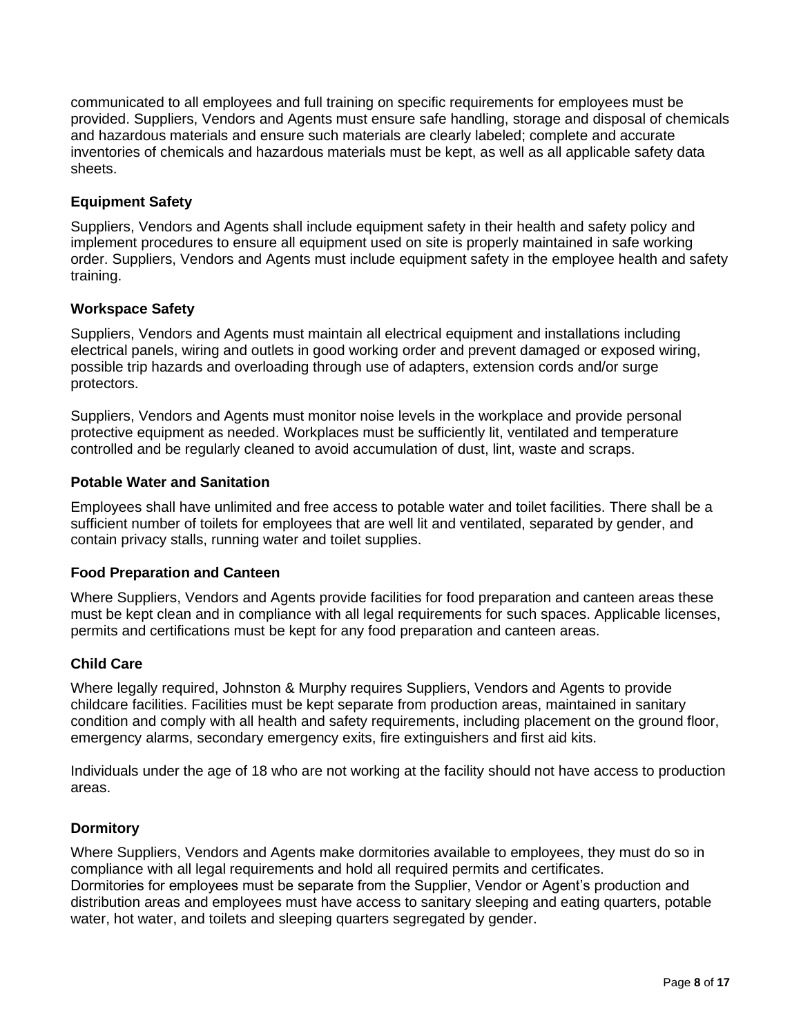communicated to all employees and full training on specific requirements for employees must be provided. Suppliers, Vendors and Agents must ensure safe handling, storage and disposal of chemicals and hazardous materials and ensure such materials are clearly labeled; complete and accurate inventories of chemicals and hazardous materials must be kept, as well as all applicable safety data sheets.

### Equipment Safety

Suppliers, Vendors and Agents shall include equipment safety in their health and safety policy and implement procedures to ensure all equipment used on site is properly maintained in safe working order. Suppliers, Vendors and Agents must include equipment safety in the employee health and safety training.

### Workspace Safety

Suppliers, Vendors and Agents must maintain all electrical equipment and installations including electrical panels, wiring and outlets in good working order and prevent damaged or exposed wiring, possible trip hazards and overloading through use of adapters, extension cords and/or surge protectors.

Suppliers, Vendors and Agents must monitor noise levels in the workplace and provide personal protective equipment as needed. Workplaces must be sufficiently lit, ventilated and temperature controlled and be regularly cleaned to avoid accumulation of dust, lint, waste and scraps.

### Potable Water and Sanitation

Employees shall have unlimited and free access to potable water and toilet facilities. There shall be a sufficient number of toilets for employees that are well lit and ventilated, separated by gender, and contain privacy stalls, running water and toilet supplies.

### Food Preparation and Canteen

Where Suppliers, Vendors and Agents provide facilities for food preparation and canteen areas these must be kept clean and in compliance with all legal requirements for such spaces. Applicable licenses, permits and certifications must be kept for any food preparation and canteen areas.

### Child Care

Where legally required, Johnston & Murphy requires Suppliers, Vendors and Agents to provide childcare facilities. Facilities must be kept separate from production areas, maintained in sanitary condition and comply with all health and safety requirements, including placement on the ground floor, emergency alarms, secondary emergency exits, fire extinguishers and first aid kits.

Individuals under the age of 18 who are not working at the facility should not have access to production areas.

### Dormitory

Where Suppliers, Vendors and Agents make dormitories available to employees, they must do so in compliance with all legal requirements and hold all required permits and certificates.
Dormitories for employees must be separate from the Supplier, Vendor or Agent's production and distribution areas and employees must have access to sanitary sleeping and eating quarters, potable water, hot water, and toilets and sleeping quarters segregated by gender.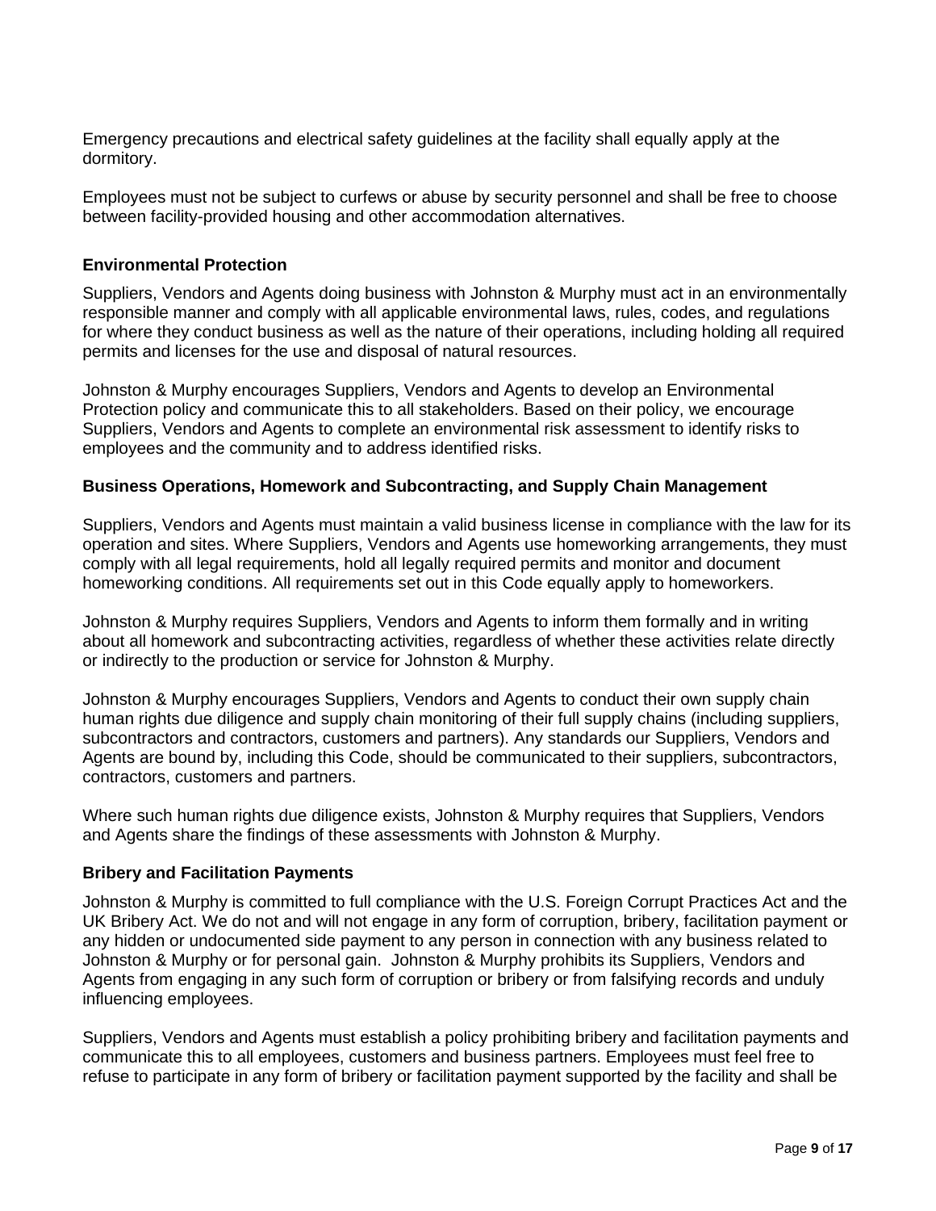Emergency precautions and electrical safety guidelines at the facility shall equally apply at the dormitory.

Employees must not be subject to curfews or abuse by security personnel and shall be free to choose between facility-provided housing and other accommodation alternatives.

### Environmental Protection

Suppliers, Vendors and Agents doing business with Johnston & Murphy must act in an environmentally responsible manner and comply with all applicable environmental laws, rules, codes, and regulations for where they conduct business as well as the nature of their operations, including holding all required permits and licenses for the use and disposal of natural resources.

Johnston & Murphy encourages Suppliers, Vendors and Agents to develop an Environmental Protection policy and communicate this to all stakeholders. Based on their policy, we encourage Suppliers, Vendors and Agents to complete an environmental risk assessment to identify risks to employees and the community and to address identified risks.

### Business Operations, Homework and Subcontracting, and Supply Chain Management

Suppliers, Vendors and Agents must maintain a valid business license in compliance with the law for its operation and sites. Where Suppliers, Vendors and Agents use homeworking arrangements, they must comply with all legal requirements, hold all legally required permits and monitor and document homeworking conditions. All requirements set out in this Code equally apply to homeworkers.

Johnston & Murphy requires Suppliers, Vendors and Agents to inform them formally and in writing about all homework and subcontracting activities, regardless of whether these activities relate directly or indirectly to the production or service for Johnston & Murphy.

Johnston & Murphy encourages Suppliers, Vendors and Agents to conduct their own supply chain human rights due diligence and supply chain monitoring of their full supply chains (including suppliers, subcontractors and contractors, customers and partners). Any standards our Suppliers, Vendors and Agents are bound by, including this Code, should be communicated to their suppliers, subcontractors, contractors, customers and partners.

Where such human rights due diligence exists, Johnston & Murphy requires that Suppliers, Vendors and Agents share the findings of these assessments with Johnston & Murphy.

### Bribery and Facilitation Payments

Johnston & Murphy is committed to full compliance with the U.S. Foreign Corrupt Practices Act and the UK Bribery Act. We do not and will not engage in any form of corruption, bribery, facilitation payment or any hidden or undocumented side payment to any person in connection with any business related to Johnston & Murphy or for personal gain. Johnston & Murphy prohibits its Suppliers, Vendors and Agents from engaging in any such form of corruption or bribery or from falsifying records and unduly influencing employees.

Suppliers, Vendors and Agents must establish a policy prohibiting bribery and facilitation payments and communicate this to all employees, customers and business partners. Employees must feel free to refuse to participate in any form of bribery or facilitation payment supported by the facility and shall be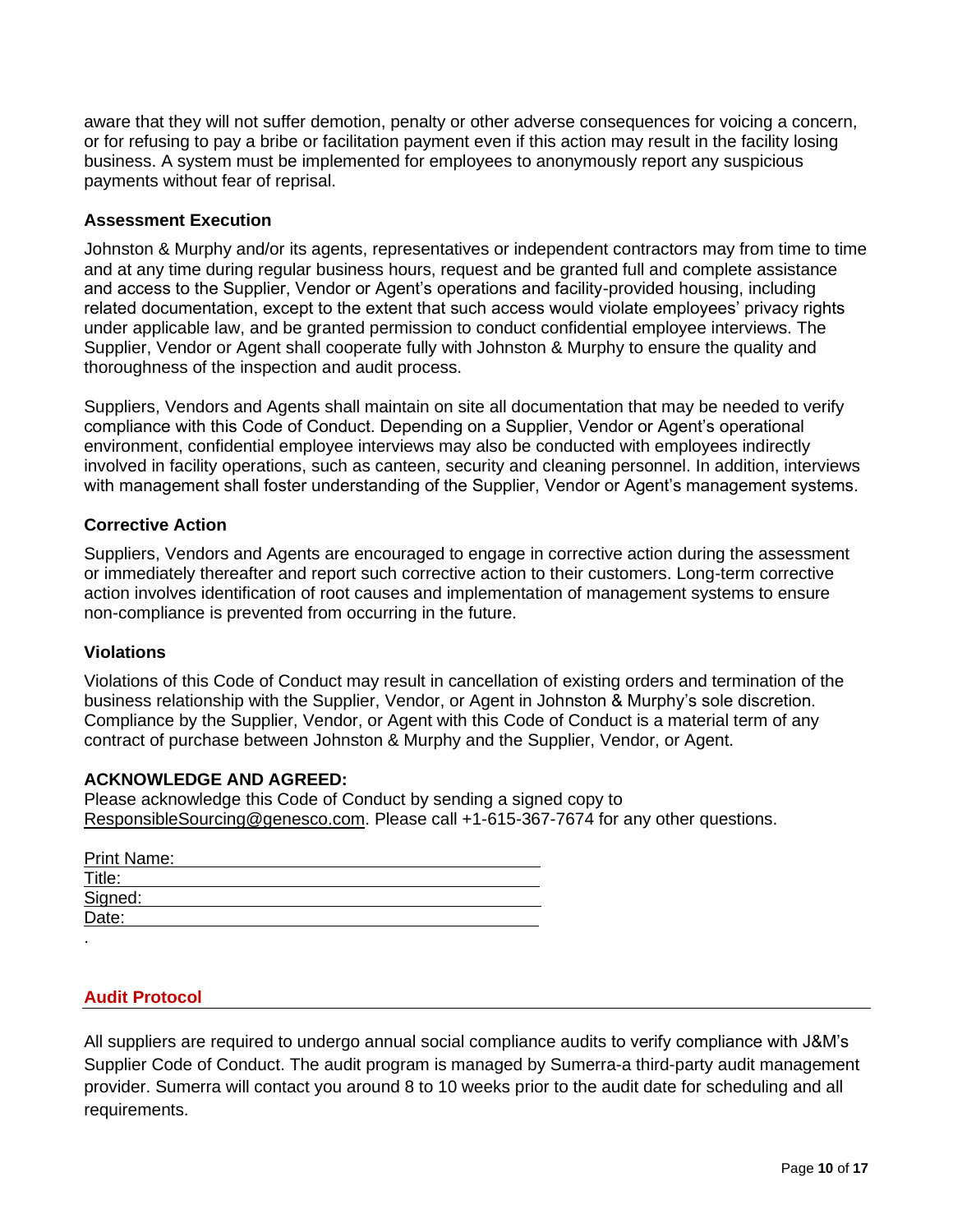aware that they will not suffer demotion, penalty or other adverse consequences for voicing a concern, or for refusing to pay a bribe or facilitation payment even if this action may result in the facility losing business. A system must be implemented for employees to anonymously report any suspicious payments without fear of reprisal.

### Assessment Execution

Johnston & Murphy and/or its agents, representatives or independent contractors may from time to time and at any time during regular business hours, request and be granted full and complete assistance and access to the Supplier, Vendor or Agent's operations and facility-provided housing, including related documentation, except to the extent that such access would violate employees' privacy rights under applicable law, and be granted permission to conduct confidential employee interviews. The Supplier, Vendor or Agent shall cooperate fully with Johnston & Murphy to ensure the quality and thoroughness of the inspection and audit process.

Suppliers, Vendors and Agents shall maintain on site all documentation that may be needed to verify compliance with this Code of Conduct. Depending on a Supplier, Vendor or Agent's operational environment, confidential employee interviews may also be conducted with employees indirectly involved in facility operations, such as canteen, security and cleaning personnel. In addition, interviews with management shall foster understanding of the Supplier, Vendor or Agent's management systems.

### Corrective Action

Suppliers, Vendors and Agents are encouraged to engage in corrective action during the assessment or immediately thereafter and report such corrective action to their customers. Long-term corrective action involves identification of root causes and implementation of management systems to ensure non-compliance is prevented from occurring in the future.

### Violations

Violations of this Code of Conduct may result in cancellation of existing orders and termination of the business relationship with the Supplier, Vendor, or Agent in Johnston & Murphy's sole discretion. Compliance by the Supplier, Vendor, or Agent with this Code of Conduct is a material term of any contract of purchase between Johnston & Murphy and the Supplier, Vendor, or Agent.

**ACKNOWLEDGE AND AGREED:**
Please acknowledge this Code of Conduct by sending a signed copy to ResponsibleSourcing@genesco.com. Please call +1-615-367-7674 for any other questions.

Print Name: ______________________________

Title: ______________________________

Signed: ______________________________

Date: ______________________________

.

## Audit Protocol

All suppliers are required to undergo annual social compliance audits to verify compliance with J&M's Supplier Code of Conduct. The audit program is managed by Sumerra-a third-party audit management provider. Sumerra will contact you around 8 to 10 weeks prior to the audit date for scheduling and all requirements.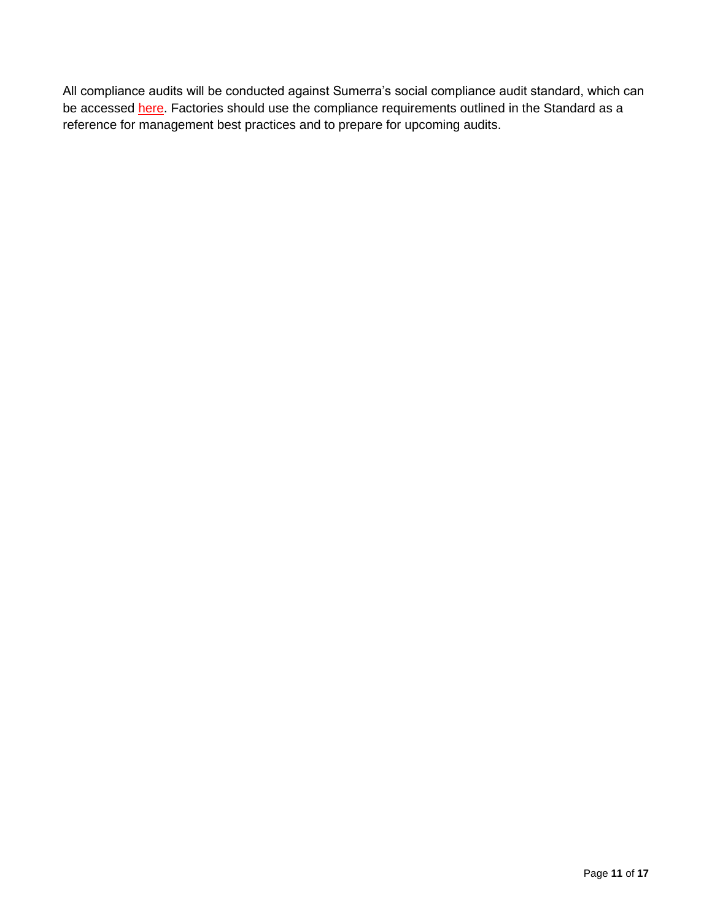All compliance audits will be conducted against Sumerra's social compliance audit standard, which can be accessed here. Factories should use the compliance requirements outlined in the Standard as a reference for management best practices and to prepare for upcoming audits.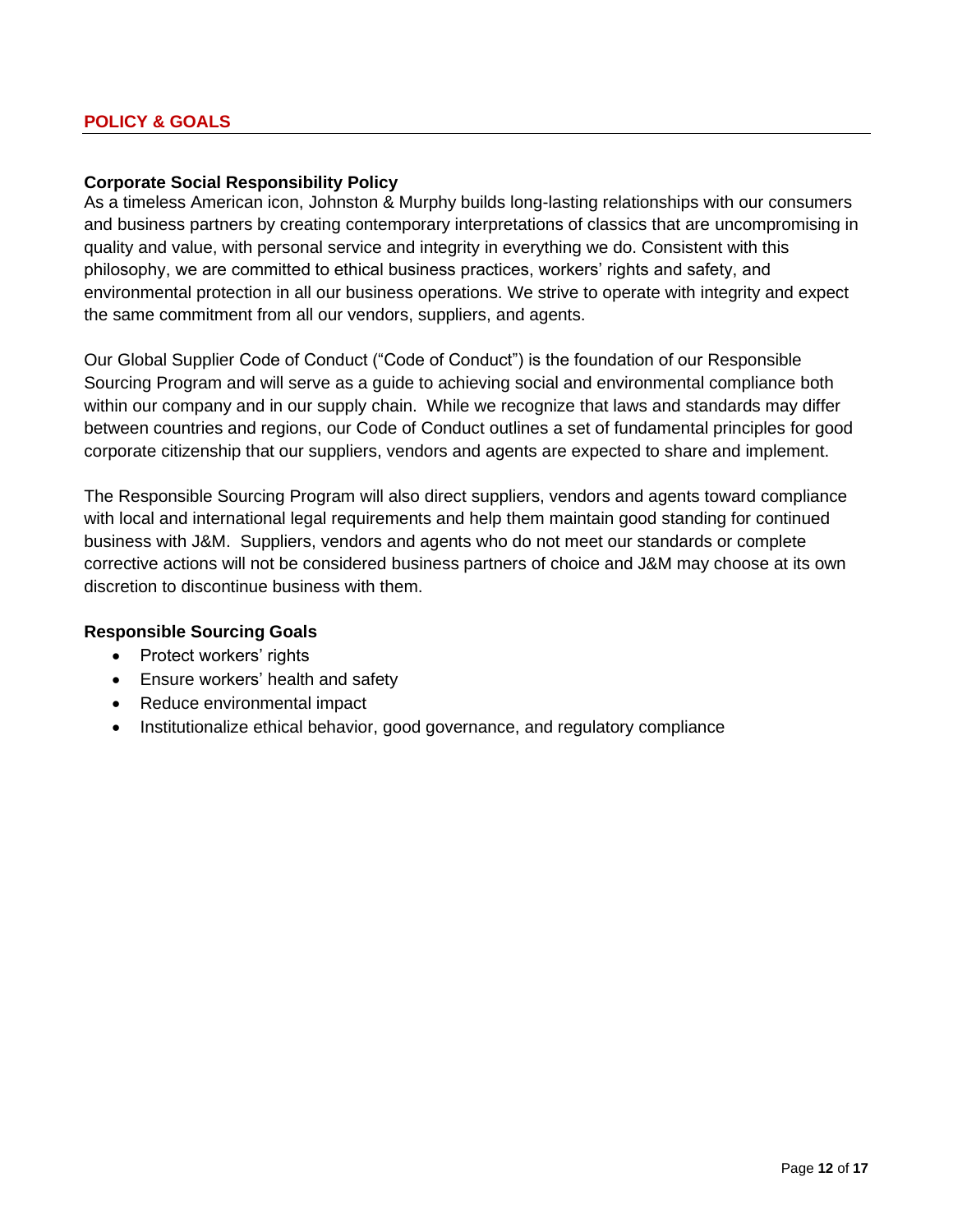## POLICY & GOALS

### Corporate Social Responsibility Policy

As a timeless American icon, Johnston & Murphy builds long-lasting relationships with our consumers and business partners by creating contemporary interpretations of classics that are uncompromising in quality and value, with personal service and integrity in everything we do. Consistent with this philosophy, we are committed to ethical business practices, workers' rights and safety, and environmental protection in all our business operations. We strive to operate with integrity and expect the same commitment from all our vendors, suppliers, and agents.

Our Global Supplier Code of Conduct ("Code of Conduct") is the foundation of our Responsible Sourcing Program and will serve as a guide to achieving social and environmental compliance both within our company and in our supply chain. While we recognize that laws and standards may differ between countries and regions, our Code of Conduct outlines a set of fundamental principles for good corporate citizenship that our suppliers, vendors and agents are expected to share and implement.

The Responsible Sourcing Program will also direct suppliers, vendors and agents toward compliance with local and international legal requirements and help them maintain good standing for continued business with J&M. Suppliers, vendors and agents who do not meet our standards or complete corrective actions will not be considered business partners of choice and J&M may choose at its own discretion to discontinue business with them.

### Responsible Sourcing Goals

- Protect workers' rights
- Ensure workers' health and safety
- Reduce environmental impact
- Institutionalize ethical behavior, good governance, and regulatory compliance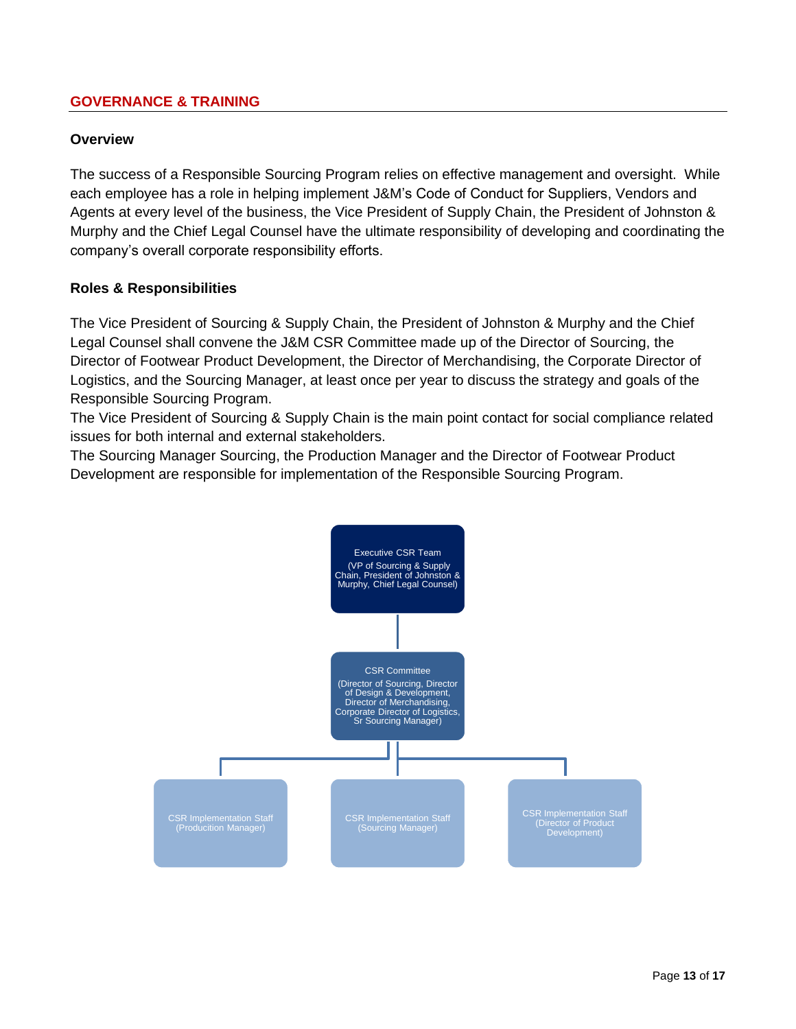## GOVERNANCE & TRAINING

### Overview

The success of a Responsible Sourcing Program relies on effective management and oversight. While each employee has a role in helping implement J&M's Code of Conduct for Suppliers, Vendors and Agents at every level of the business, the Vice President of Supply Chain, the President of Johnston & Murphy and the Chief Legal Counsel have the ultimate responsibility of developing and coordinating the company's overall corporate responsibility efforts.

### Roles & Responsibilities

The Vice President of Sourcing & Supply Chain, the President of Johnston & Murphy and the Chief Legal Counsel shall convene the J&M CSR Committee made up of the Director of Sourcing, the Director of Footwear Product Development, the Director of Merchandising, the Corporate Director of Logistics, and the Sourcing Manager, at least once per year to discuss the strategy and goals of the Responsible Sourcing Program.

The Vice President of Sourcing & Supply Chain is the main point contact for social compliance related issues for both internal and external stakeholders.

The Sourcing Manager Sourcing, the Production Manager and the Director of Footwear Product Development are responsible for implementation of the Responsible Sourcing Program.

Executive CSR Team
(VP of Sourcing & Supply Chain, President of Johnston & Murphy, Chief Legal Counsel)

CSR Committee
(Director of Sourcing, Director of Design & Development, Director of Merchandising, Corporate Director of Logistics, Sr Sourcing Manager)

CSR Implementation Staff
(Producition Manager)

CSR Implementation Staff
(Sourcing Manager)

CSR Implementation Staff
(Director of Product Development)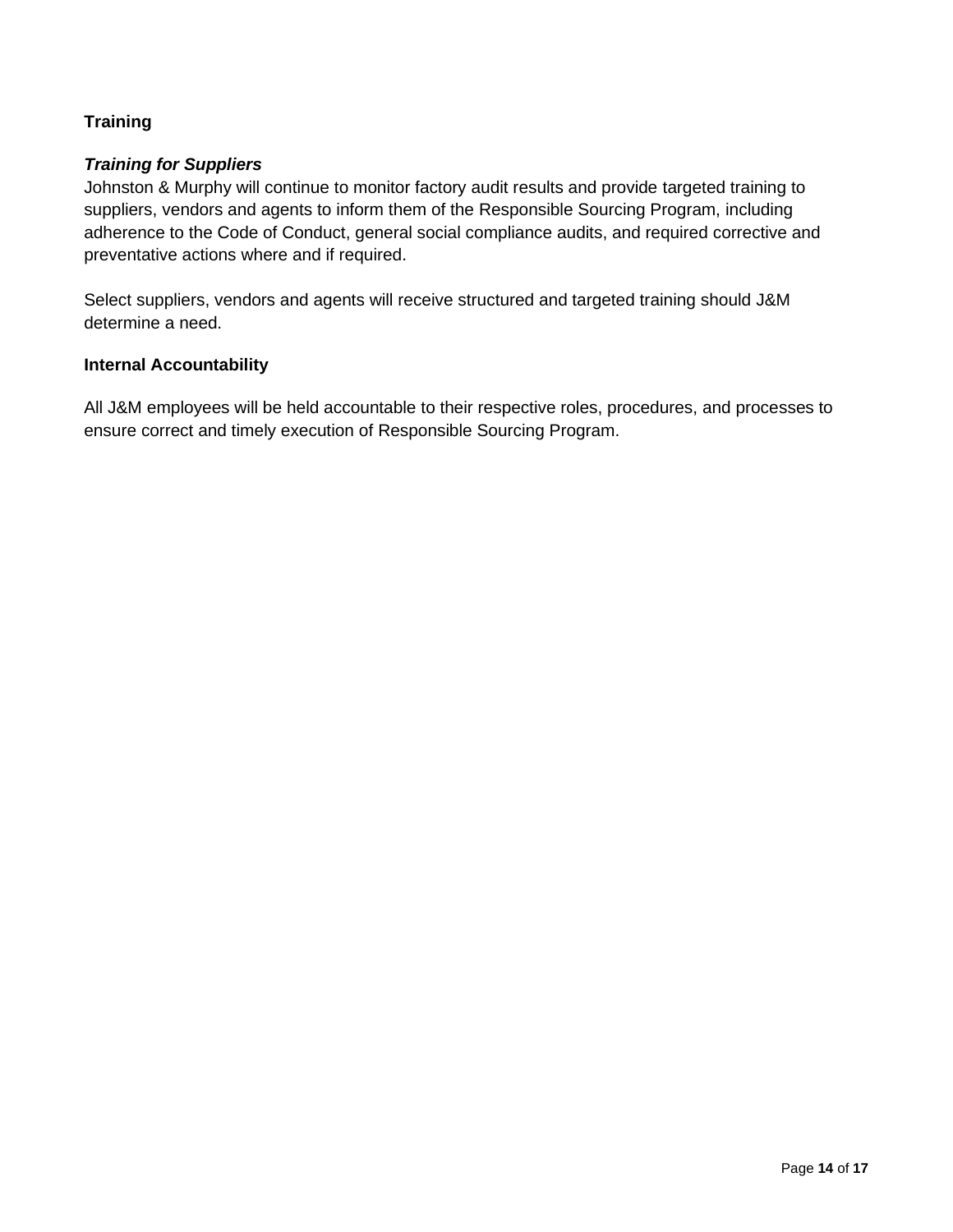## Training

### *Training for Suppliers*

Johnston & Murphy will continue to monitor factory audit results and provide targeted training to suppliers, vendors and agents to inform them of the Responsible Sourcing Program, including adherence to the Code of Conduct, general social compliance audits, and required corrective and preventative actions where and if required.

Select suppliers, vendors and agents will receive structured and targeted training should J&M determine a need.

## Internal Accountability

All J&M employees will be held accountable to their respective roles, procedures, and processes to ensure correct and timely execution of Responsible Sourcing Program.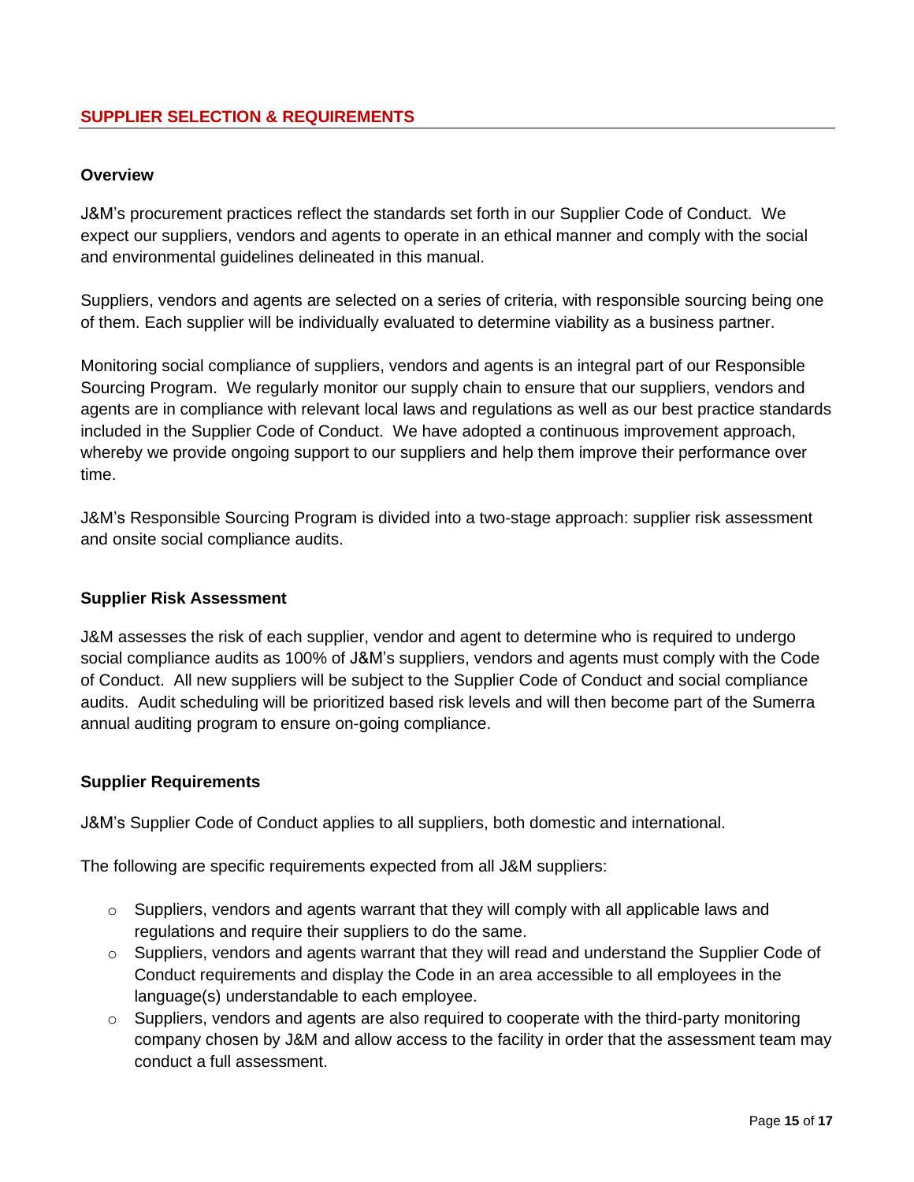## SUPPLIER SELECTION & REQUIREMENTS

### Overview

J&M's procurement practices reflect the standards set forth in our Supplier Code of Conduct. We expect our suppliers, vendors and agents to operate in an ethical manner and comply with the social and environmental guidelines delineated in this manual.

Suppliers, vendors and agents are selected on a series of criteria, with responsible sourcing being one of them. Each supplier will be individually evaluated to determine viability as a business partner.

Monitoring social compliance of suppliers, vendors and agents is an integral part of our Responsible Sourcing Program. We regularly monitor our supply chain to ensure that our suppliers, vendors and agents are in compliance with relevant local laws and regulations as well as our best practice standards included in the Supplier Code of Conduct. We have adopted a continuous improvement approach, whereby we provide ongoing support to our suppliers and help them improve their performance over time.

J&M's Responsible Sourcing Program is divided into a two-stage approach: supplier risk assessment and onsite social compliance audits.

### Supplier Risk Assessment

J&M assesses the risk of each supplier, vendor and agent to determine who is required to undergo social compliance audits as 100% of J&M's suppliers, vendors and agents must comply with the Code of Conduct. All new suppliers will be subject to the Supplier Code of Conduct and social compliance audits. Audit scheduling will be prioritized based risk levels and will then become part of the Sumerra annual auditing program to ensure on-going compliance.

### Supplier Requirements

J&M's Supplier Code of Conduct applies to all suppliers, both domestic and international.

The following are specific requirements expected from all J&M suppliers:

- Suppliers, vendors and agents warrant that they will comply with all applicable laws and regulations and require their suppliers to do the same.
- Suppliers, vendors and agents warrant that they will read and understand the Supplier Code of Conduct requirements and display the Code in an area accessible to all employees in the language(s) understandable to each employee.
- Suppliers, vendors and agents are also required to cooperate with the third-party monitoring company chosen by J&M and allow access to the facility in order that the assessment team may conduct a full assessment.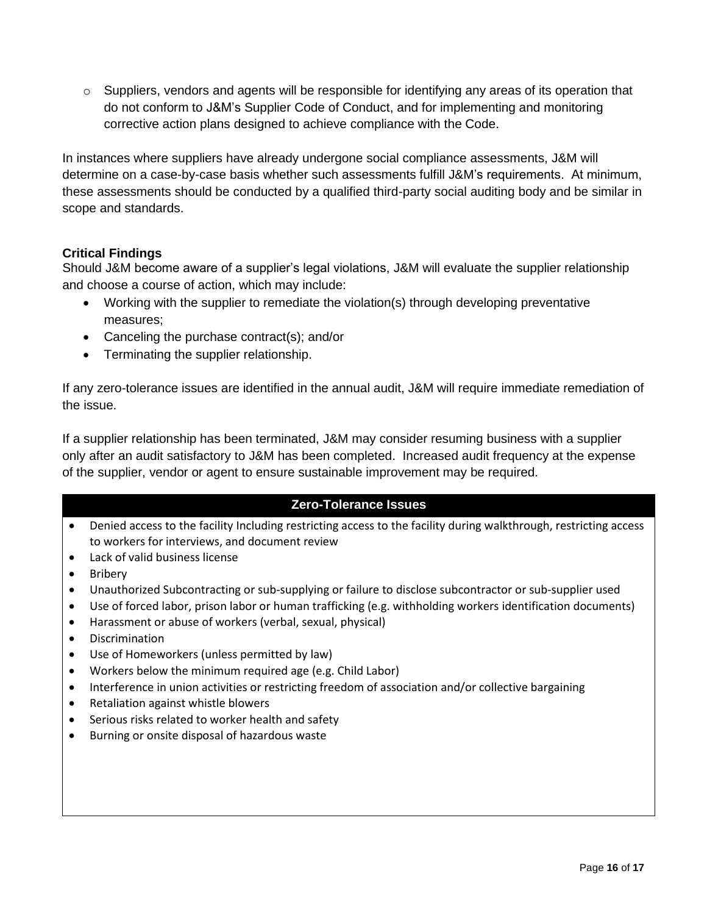- Suppliers, vendors and agents will be responsible for identifying any areas of its operation that do not conform to J&M's Supplier Code of Conduct, and for implementing and monitoring corrective action plans designed to achieve compliance with the Code.

In instances where suppliers have already undergone social compliance assessments, J&M will determine on a case-by-case basis whether such assessments fulfill J&M's requirements. At minimum, these assessments should be conducted by a qualified third-party social auditing body and be similar in scope and standards.

**Critical Findings**

Should J&M become aware of a supplier's legal violations, J&M will evaluate the supplier relationship and choose a course of action, which may include:

- Working with the supplier to remediate the violation(s) through developing preventative measures;
- Canceling the purchase contract(s); and/or
- Terminating the supplier relationship.

If any zero-tolerance issues are identified in the annual audit, J&M will require immediate remediation of the issue.

If a supplier relationship has been terminated, J&M may consider resuming business with a supplier only after an audit satisfactory to J&M has been completed. Increased audit frequency at the expense of the supplier, vendor or agent to ensure sustainable improvement may be required.

| Zero-Tolerance Issues |
|---|
| • Denied access to the facility Including restricting access to the facility during walkthrough, restricting access to workers for interviews, and document review<br>• Lack of valid business license<br>• Bribery<br>• Unauthorized Subcontracting or sub-supplying or failure to disclose subcontractor or sub-supplier used<br>• Use of forced labor, prison labor or human trafficking (e.g. withholding workers identification documents)<br>• Harassment or abuse of workers (verbal, sexual, physical)<br>• Discrimination<br>• Use of Homeworkers (unless permitted by law)<br>• Workers below the minimum required age (e.g. Child Labor)<br>• Interference in union activities or restricting freedom of association and/or collective bargaining<br>• Retaliation against whistle blowers<br>• Serious risks related to worker health and safety<br>• Burning or onsite disposal of hazardous waste |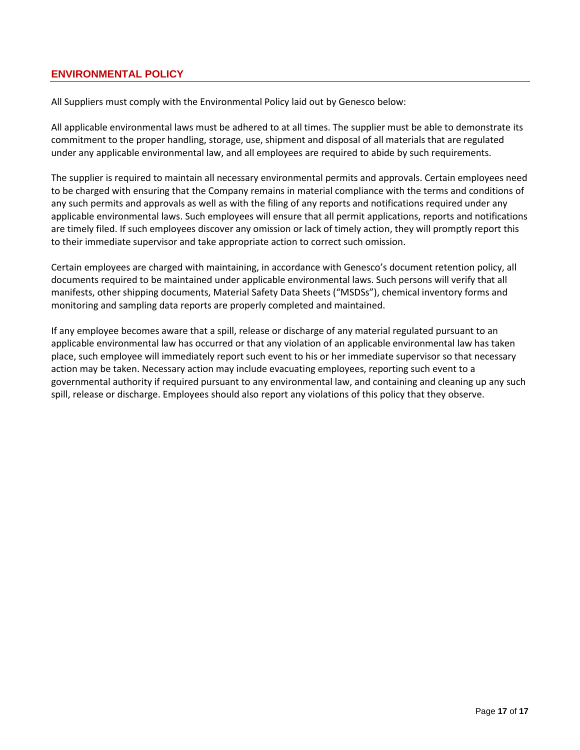## ENVIRONMENTAL POLICY

All Suppliers must comply with the Environmental Policy laid out by Genesco below:

All applicable environmental laws must be adhered to at all times. The supplier must be able to demonstrate its commitment to the proper handling, storage, use, shipment and disposal of all materials that are regulated under any applicable environmental law, and all employees are required to abide by such requirements.

The supplier is required to maintain all necessary environmental permits and approvals. Certain employees need to be charged with ensuring that the Company remains in material compliance with the terms and conditions of any such permits and approvals as well as with the filing of any reports and notifications required under any applicable environmental laws. Such employees will ensure that all permit applications, reports and notifications are timely filed. If such employees discover any omission or lack of timely action, they will promptly report this to their immediate supervisor and take appropriate action to correct such omission.

Certain employees are charged with maintaining, in accordance with Genesco's document retention policy, all documents required to be maintained under applicable environmental laws. Such persons will verify that all manifests, other shipping documents, Material Safety Data Sheets ("MSDSs"), chemical inventory forms and monitoring and sampling data reports are properly completed and maintained.

If any employee becomes aware that a spill, release or discharge of any material regulated pursuant to an applicable environmental law has occurred or that any violation of an applicable environmental law has taken place, such employee will immediately report such event to his or her immediate supervisor so that necessary action may be taken. Necessary action may include evacuating employees, reporting such event to a governmental authority if required pursuant to any environmental law, and containing and cleaning up any such spill, release or discharge. Employees should also report any violations of this policy that they observe.